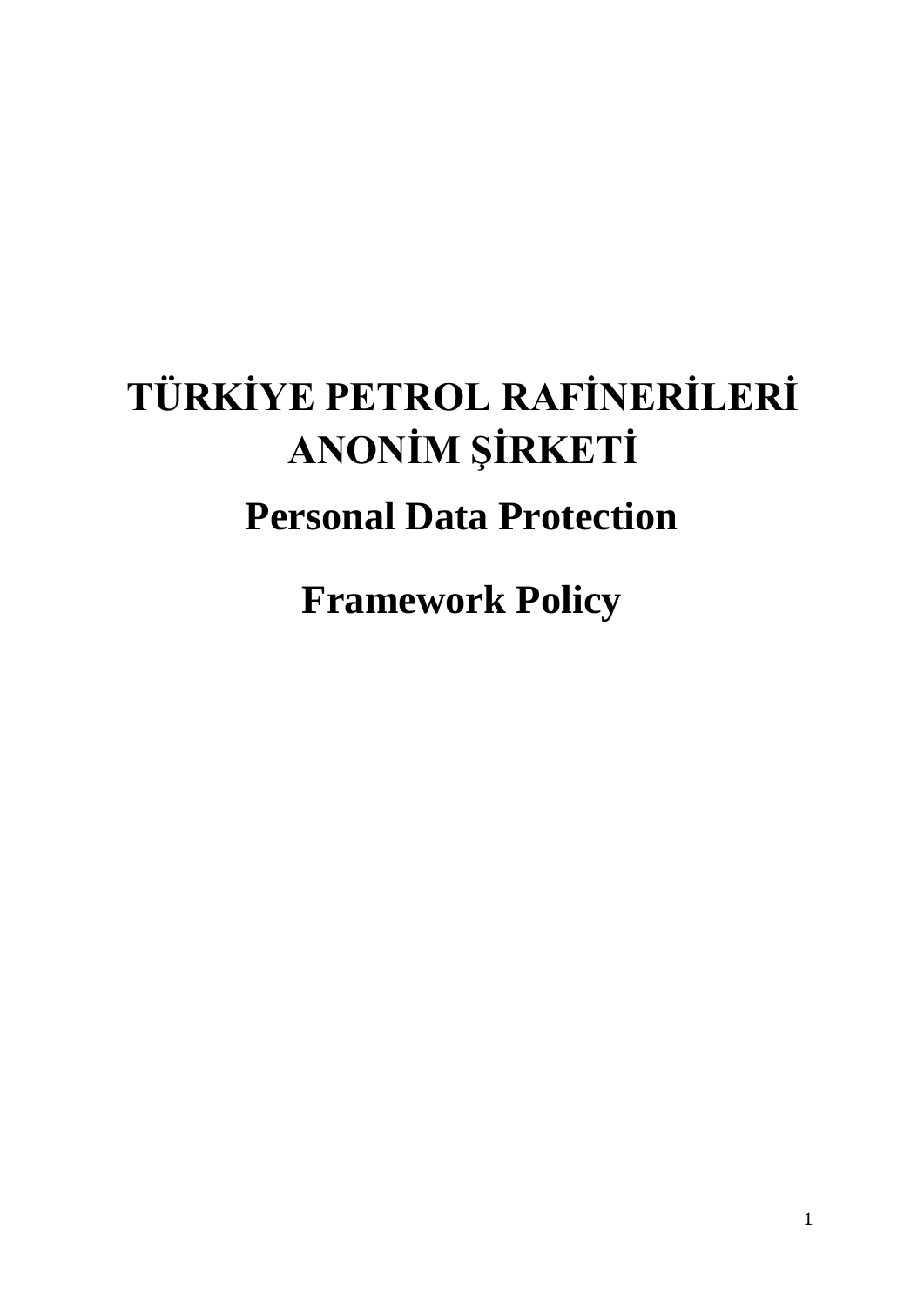# TÜRKİYE PETROL RAFİNERİLERİ ANONİM ŞİRKETİ

## Personal Data Protection

## Framework Policy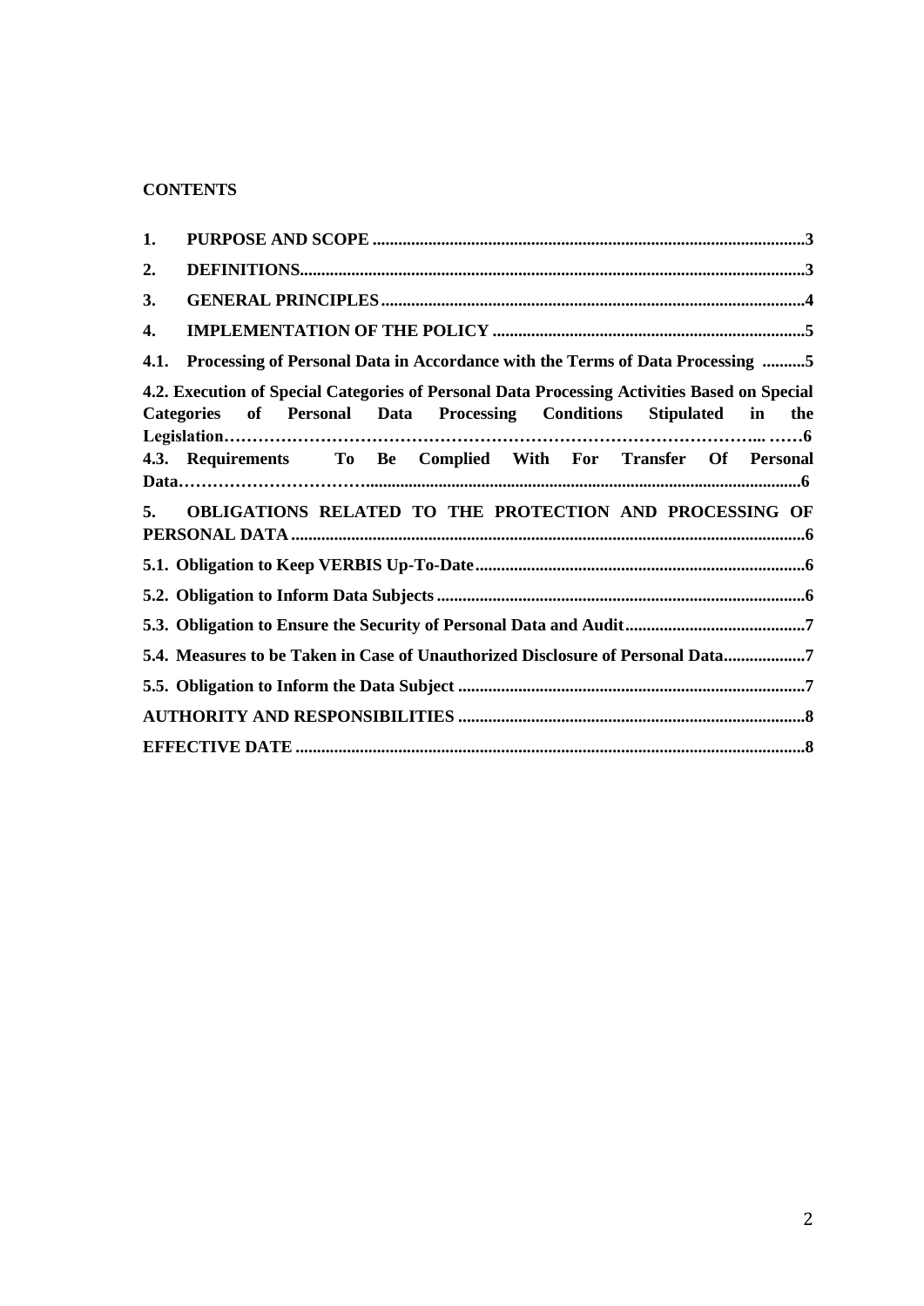**CONTENTS**

1. **PURPOSE AND SCOPE** ....................................................................................................3
2. **DEFINITIONS**....................................................................................................................3
3. **GENERAL PRINCIPLES** ..................................................................................................4
4. **IMPLEMENTATION OF THE POLICY** .........................................................................5

**4.1. Processing of Personal Data in Accordance with the Terms of Data Processing** ..........5

**4.2. Execution of Special Categories of Personal Data Processing Activities Based on Special Categories of Personal Data Processing Conditions Stipulated in the Legislation**………………………………………………………………………………... ……6

**4.3. Requirements To Be Complied With For Transfer Of Personal Data**……………………………......................................................................................................6

5. **OBLIGATIONS RELATED TO THE PROTECTION AND PROCESSING OF PERSONAL DATA** .......................................................................................................................6

**5.1. Obligation to Keep VERBIS Up-To-Date**............................................................................6

**5.2. Obligation to Inform Data Subjects** .....................................................................................6

**5.3. Obligation to Ensure the Security of Personal Data and Audit**..........................................7

**5.4. Measures to be Taken in Case of Unauthorized Disclosure of Personal Data**...................7

**5.5. Obligation to Inform the Data Subject** ................................................................................7

**AUTHORITY AND RESPONSIBILITIES** ................................................................................8

**EFFECTIVE DATE** .....................................................................................................................8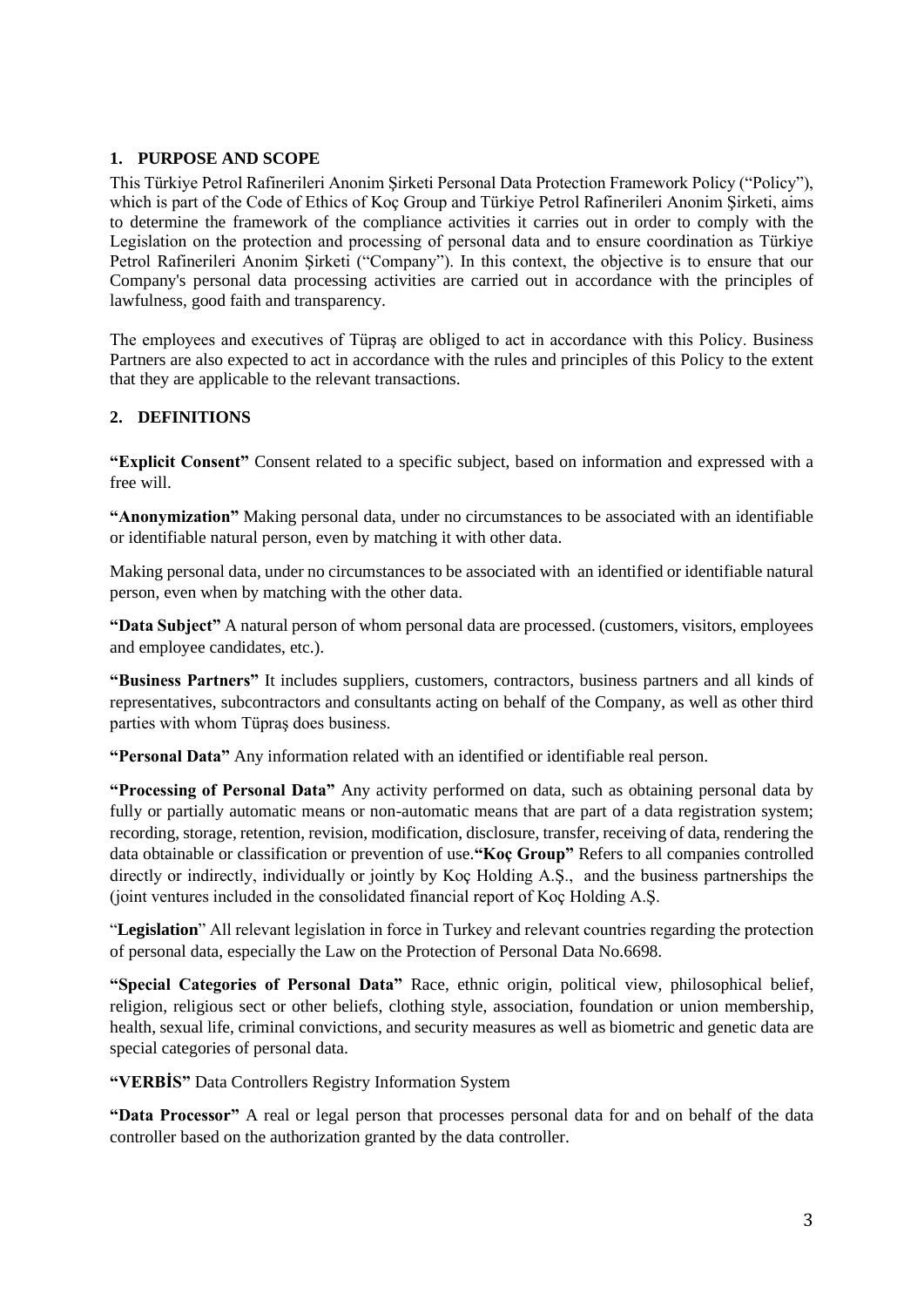## 1. PURPOSE AND SCOPE

This Türkiye Petrol Rafinerileri Anonim Şirketi Personal Data Protection Framework Policy ("Policy"), which is part of the Code of Ethics of Koç Group and Türkiye Petrol Rafinerileri Anonim Şirketi, aims to determine the framework of the compliance activities it carries out in order to comply with the Legislation on the protection and processing of personal data and to ensure coordination as Türkiye Petrol Rafinerileri Anonim Şirketi ("Company"). In this context, the objective is to ensure that our Company's personal data processing activities are carried out in accordance with the principles of lawfulness, good faith and transparency.

The employees and executives of Tüpraş are obliged to act in accordance with this Policy. Business Partners are also expected to act in accordance with the rules and principles of this Policy to the extent that they are applicable to the relevant transactions.

## 2. DEFINITIONS

**"Explicit Consent"** Consent related to a specific subject, based on information and expressed with a free will.

**"Anonymization"** Making personal data, under no circumstances to be associated with an identifiable or identifiable natural person, even by matching it with other data.

Making personal data, under no circumstances to be associated with an identified or identifiable natural person, even when by matching with the other data.

**"Data Subject"** A natural person of whom personal data are processed. (customers, visitors, employees and employee candidates, etc.).

**"Business Partners"** It includes suppliers, customers, contractors, business partners and all kinds of representatives, subcontractors and consultants acting on behalf of the Company, as well as other third parties with whom Tüpraş does business.

**"Personal Data"** Any information related with an identified or identifiable real person.

**"Processing of Personal Data"** Any activity performed on data, such as obtaining personal data by fully or partially automatic means or non-automatic means that are part of a data registration system; recording, storage, retention, revision, modification, disclosure, transfer, receiving of data, rendering the data obtainable or classification or prevention of use.**"Koç Group"** Refers to all companies controlled directly or indirectly, individually or jointly by Koç Holding A.Ş., and the business partnerships the (joint ventures included in the consolidated financial report of Koç Holding A.Ş.

"**Legislation**" All relevant legislation in force in Turkey and relevant countries regarding the protection of personal data, especially the Law on the Protection of Personal Data No.6698.

**"Special Categories of Personal Data"** Race, ethnic origin, political view, philosophical belief, religion, religious sect or other beliefs, clothing style, association, foundation or union membership, health, sexual life, criminal convictions, and security measures as well as biometric and genetic data are special categories of personal data.

**"VERBİS"** Data Controllers Registry Information System

**"Data Processor"** A real or legal person that processes personal data for and on behalf of the data controller based on the authorization granted by the data controller.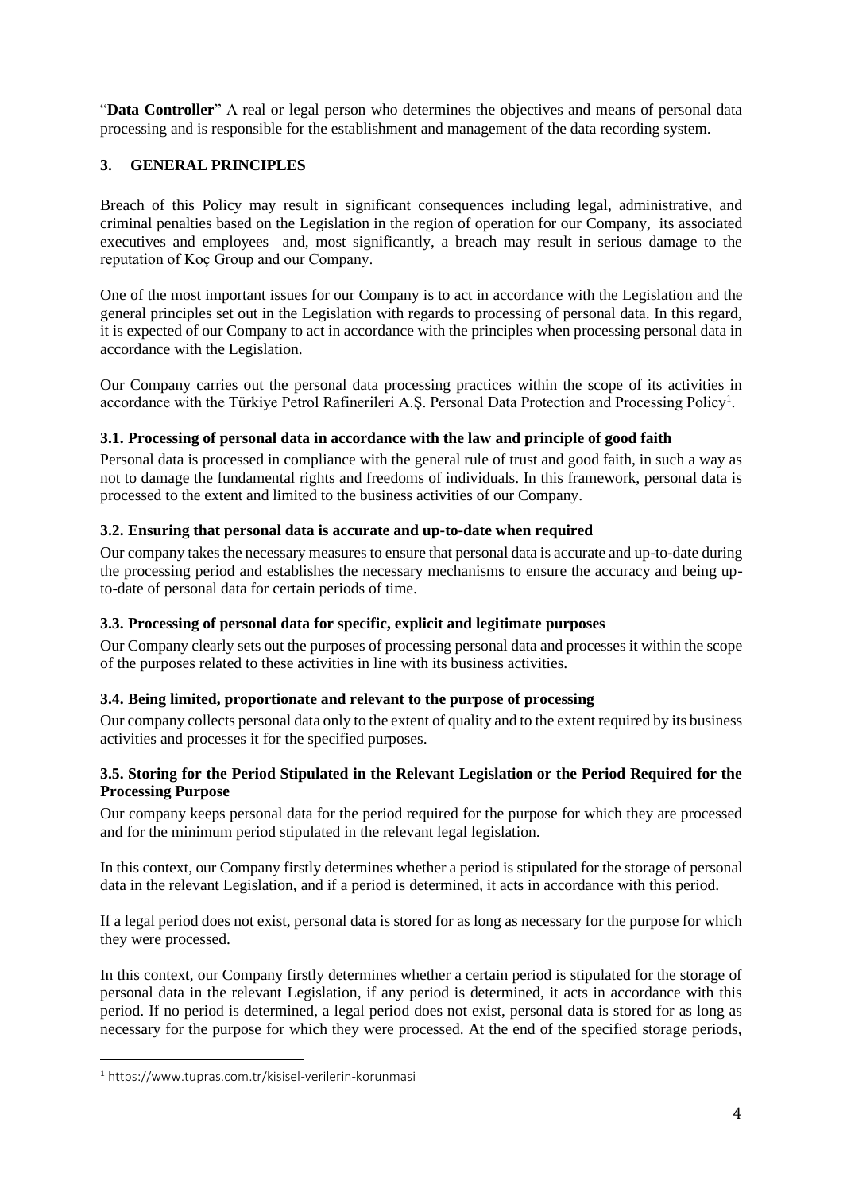"**Data Controller**" A real or legal person who determines the objectives and means of personal data processing and is responsible for the establishment and management of the data recording system.

## 3. GENERAL PRINCIPLES

Breach of this Policy may result in significant consequences including legal, administrative, and criminal penalties based on the Legislation in the region of operation for our Company, its associated executives and employees and, most significantly, a breach may result in serious damage to the reputation of Koç Group and our Company.

One of the most important issues for our Company is to act in accordance with the Legislation and the general principles set out in the Legislation with regards to processing of personal data. In this regard, it is expected of our Company to act in accordance with the principles when processing personal data in accordance with the Legislation.

Our Company carries out the personal data processing practices within the scope of its activities in accordance with the Türkiye Petrol Rafinerileri A.Ş. Personal Data Protection and Processing Policy[1].

### 3.1. Processing of personal data in accordance with the law and principle of good faith

Personal data is processed in compliance with the general rule of trust and good faith, in such a way as not to damage the fundamental rights and freedoms of individuals. In this framework, personal data is processed to the extent and limited to the business activities of our Company.

### 3.2. Ensuring that personal data is accurate and up-to-date when required

Our company takes the necessary measures to ensure that personal data is accurate and up-to-date during the processing period and establishes the necessary mechanisms to ensure the accuracy and being up-to-date of personal data for certain periods of time.

### 3.3. Processing of personal data for specific, explicit and legitimate purposes

Our Company clearly sets out the purposes of processing personal data and processes it within the scope of the purposes related to these activities in line with its business activities.

### 3.4. Being limited, proportionate and relevant to the purpose of processing

Our company collects personal data only to the extent of quality and to the extent required by its business activities and processes it for the specified purposes.

### 3.5. Storing for the Period Stipulated in the Relevant Legislation or the Period Required for the Processing Purpose

Our company keeps personal data for the period required for the purpose for which they are processed and for the minimum period stipulated in the relevant legal legislation.

In this context, our Company firstly determines whether a period is stipulated for the storage of personal data in the relevant Legislation, and if a period is determined, it acts in accordance with this period.

If a legal period does not exist, personal data is stored for as long as necessary for the purpose for which they were processed.

In this context, our Company firstly determines whether a certain period is stipulated for the storage of personal data in the relevant Legislation, if any period is determined, it acts in accordance with this period. If no period is determined, a legal period does not exist, personal data is stored for as long as necessary for the purpose for which they were processed. At the end of the specified storage periods,

[1] https://www.tupras.com.tr/kisisel-verilerin-korunmasi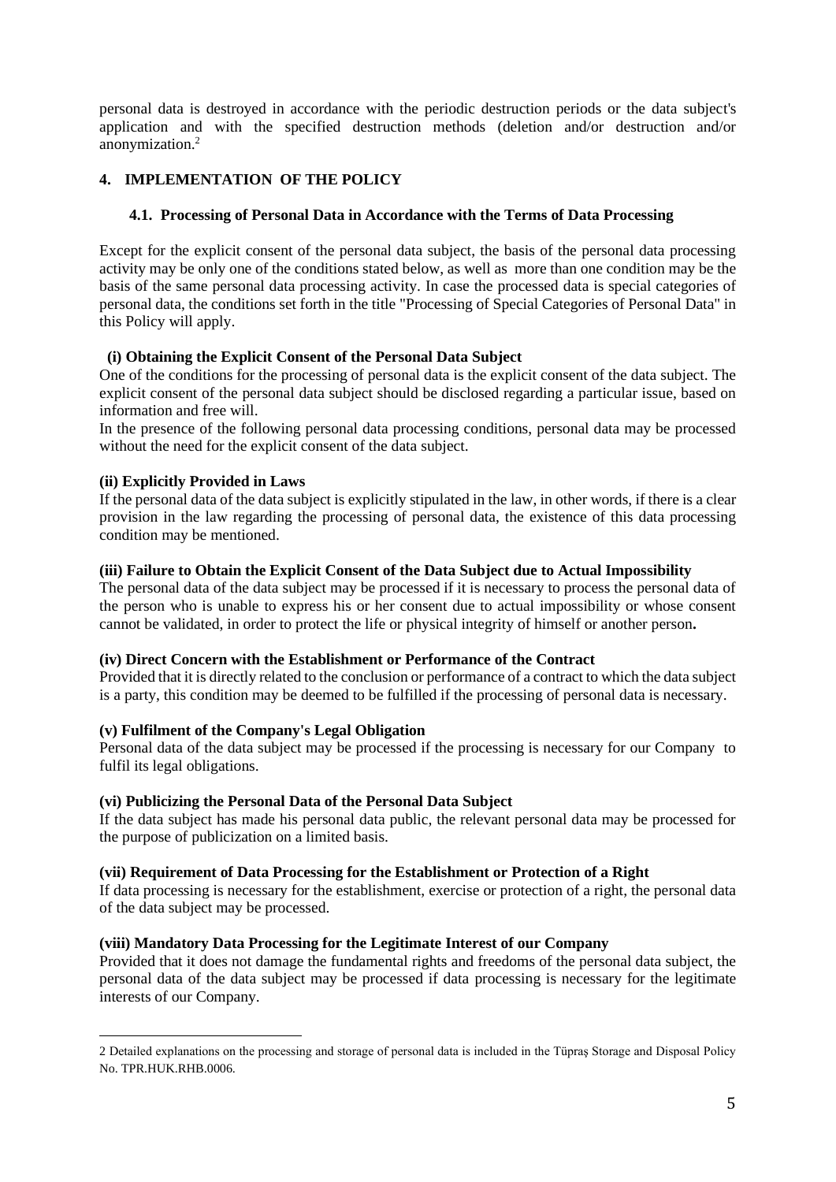personal data is destroyed in accordance with the periodic destruction periods or the data subject's application and with the specified destruction methods (deletion and/or destruction and/or anonymization.[2]

## 4. IMPLEMENTATION OF THE POLICY

### 4.1. Processing of Personal Data in Accordance with the Terms of Data Processing

Except for the explicit consent of the personal data subject, the basis of the personal data processing activity may be only one of the conditions stated below, as well as more than one condition may be the basis of the same personal data processing activity. In case the processed data is special categories of personal data, the conditions set forth in the title "Processing of Special Categories of Personal Data" in this Policy will apply.

**(i) Obtaining the Explicit Consent of the Personal Data Subject**

One of the conditions for the processing of personal data is the explicit consent of the data subject. The explicit consent of the personal data subject should be disclosed regarding a particular issue, based on information and free will.

In the presence of the following personal data processing conditions, personal data may be processed without the need for the explicit consent of the data subject.

**(ii) Explicitly Provided in Laws**

If the personal data of the data subject is explicitly stipulated in the law, in other words, if there is a clear provision in the law regarding the processing of personal data, the existence of this data processing condition may be mentioned.

**(iii) Failure to Obtain the Explicit Consent of the Data Subject due to Actual Impossibility**

The personal data of the data subject may be processed if it is necessary to process the personal data of the person who is unable to express his or her consent due to actual impossibility or whose consent cannot be validated, in order to protect the life or physical integrity of himself or another person**.**

**(iv) Direct Concern with the Establishment or Performance of the Contract**

Provided that it is directly related to the conclusion or performance of a contract to which the data subject is a party, this condition may be deemed to be fulfilled if the processing of personal data is necessary.

**(v) Fulfilment of the Company's Legal Obligation**

Personal data of the data subject may be processed if the processing is necessary for our Company to fulfil its legal obligations.

**(vi) Publicizing the Personal Data of the Personal Data Subject**

If the data subject has made his personal data public, the relevant personal data may be processed for the purpose of publicization on a limited basis.

**(vii) Requirement of Data Processing for the Establishment or Protection of a Right**

If data processing is necessary for the establishment, exercise or protection of a right, the personal data of the data subject may be processed.

**(viii) Mandatory Data Processing for the Legitimate Interest of our Company**

Provided that it does not damage the fundamental rights and freedoms of the personal data subject, the personal data of the data subject may be processed if data processing is necessary for the legitimate interests of our Company.

---

[2] Detailed explanations on the processing and storage of personal data is included in the Tüpraş Storage and Disposal Policy No. TPR.HUK.RHB.0006.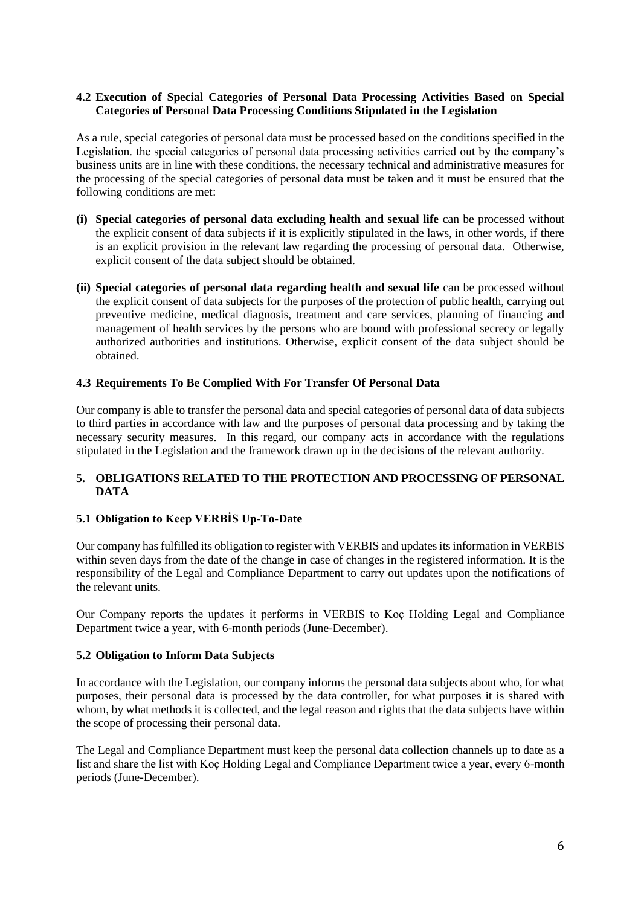### 4.2 Execution of Special Categories of Personal Data Processing Activities Based on Special Categories of Personal Data Processing Conditions Stipulated in the Legislation

As a rule, special categories of personal data must be processed based on the conditions specified in the Legislation. the special categories of personal data processing activities carried out by the company's business units are in line with these conditions, the necessary technical and administrative measures for the processing of the special categories of personal data must be taken and it must be ensured that the following conditions are met:

**(i) Special categories of personal data excluding health and sexual life** can be processed without the explicit consent of data subjects if it is explicitly stipulated in the laws, in other words, if there is an explicit provision in the relevant law regarding the processing of personal data. Otherwise, explicit consent of the data subject should be obtained.

**(ii) Special categories of personal data regarding health and sexual life** can be processed without the explicit consent of data subjects for the purposes of the protection of public health, carrying out preventive medicine, medical diagnosis, treatment and care services, planning of financing and management of health services by the persons who are bound with professional secrecy or legally authorized authorities and institutions. Otherwise, explicit consent of the data subject should be obtained.

### 4.3 Requirements To Be Complied With For Transfer Of Personal Data

Our company is able to transfer the personal data and special categories of personal data of data subjects to third parties in accordance with law and the purposes of personal data processing and by taking the necessary security measures. In this regard, our company acts in accordance with the regulations stipulated in the Legislation and the framework drawn up in the decisions of the relevant authority.

## 5. OBLIGATIONS RELATED TO THE PROTECTION AND PROCESSING OF PERSONAL DATA

### 5.1 Obligation to Keep VERBİS Up-To-Date

Our company has fulfilled its obligation to register with VERBIS and updates its information in VERBIS within seven days from the date of the change in case of changes in the registered information. It is the responsibility of the Legal and Compliance Department to carry out updates upon the notifications of the relevant units.

Our Company reports the updates it performs in VERBIS to Koç Holding Legal and Compliance Department twice a year, with 6-month periods (June-December).

### 5.2 Obligation to Inform Data Subjects

In accordance with the Legislation, our company informs the personal data subjects about who, for what purposes, their personal data is processed by the data controller, for what purposes it is shared with whom, by what methods it is collected, and the legal reason and rights that the data subjects have within the scope of processing their personal data.

The Legal and Compliance Department must keep the personal data collection channels up to date as a list and share the list with Koç Holding Legal and Compliance Department twice a year, every 6-month periods (June-December).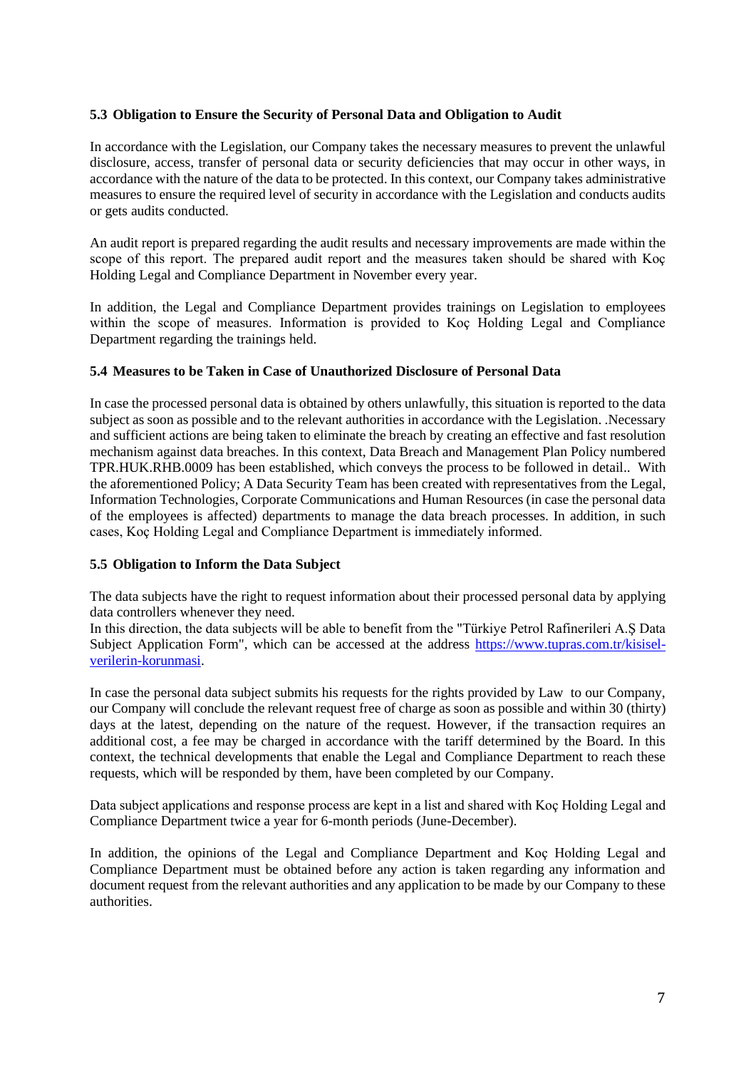### 5.3 Obligation to Ensure the Security of Personal Data and Obligation to Audit

In accordance with the Legislation, our Company takes the necessary measures to prevent the unlawful disclosure, access, transfer of personal data or security deficiencies that may occur in other ways, in accordance with the nature of the data to be protected. In this context, our Company takes administrative measures to ensure the required level of security in accordance with the Legislation and conducts audits or gets audits conducted.

An audit report is prepared regarding the audit results and necessary improvements are made within the scope of this report. The prepared audit report and the measures taken should be shared with Koç Holding Legal and Compliance Department in November every year.

In addition, the Legal and Compliance Department provides trainings on Legislation to employees within the scope of measures. Information is provided to Koç Holding Legal and Compliance Department regarding the trainings held.

### 5.4 Measures to be Taken in Case of Unauthorized Disclosure of Personal Data

In case the processed personal data is obtained by others unlawfully, this situation is reported to the data subject as soon as possible and to the relevant authorities in accordance with the Legislation. .Necessary and sufficient actions are being taken to eliminate the breach by creating an effective and fast resolution mechanism against data breaches. In this context, Data Breach and Management Plan Policy numbered TPR.HUK.RHB.0009 has been established, which conveys the process to be followed in detail.. With the aforementioned Policy; A Data Security Team has been created with representatives from the Legal, Information Technologies, Corporate Communications and Human Resources (in case the personal data of the employees is affected) departments to manage the data breach processes. In addition, in such cases, Koç Holding Legal and Compliance Department is immediately informed.

### 5.5 Obligation to Inform the Data Subject

The data subjects have the right to request information about their processed personal data by applying data controllers whenever they need.
In this direction, the data subjects will be able to benefit from the "Türkiye Petrol Rafinerileri A.Ş Data Subject Application Form", which can be accessed at the address [https://www.tupras.com.tr/kisisel-verilerin-korunmasi](https://www.tupras.com.tr/kisisel-verilerin-korunmasi).

In case the personal data subject submits his requests for the rights provided by Law to our Company, our Company will conclude the relevant request free of charge as soon as possible and within 30 (thirty) days at the latest, depending on the nature of the request. However, if the transaction requires an additional cost, a fee may be charged in accordance with the tariff determined by the Board. In this context, the technical developments that enable the Legal and Compliance Department to reach these requests, which will be responded by them, have been completed by our Company.

Data subject applications and response process are kept in a list and shared with Koç Holding Legal and Compliance Department twice a year for 6-month periods (June-December).

In addition, the opinions of the Legal and Compliance Department and Koç Holding Legal and Compliance Department must be obtained before any action is taken regarding any information and document request from the relevant authorities and any application to be made by our Company to these authorities.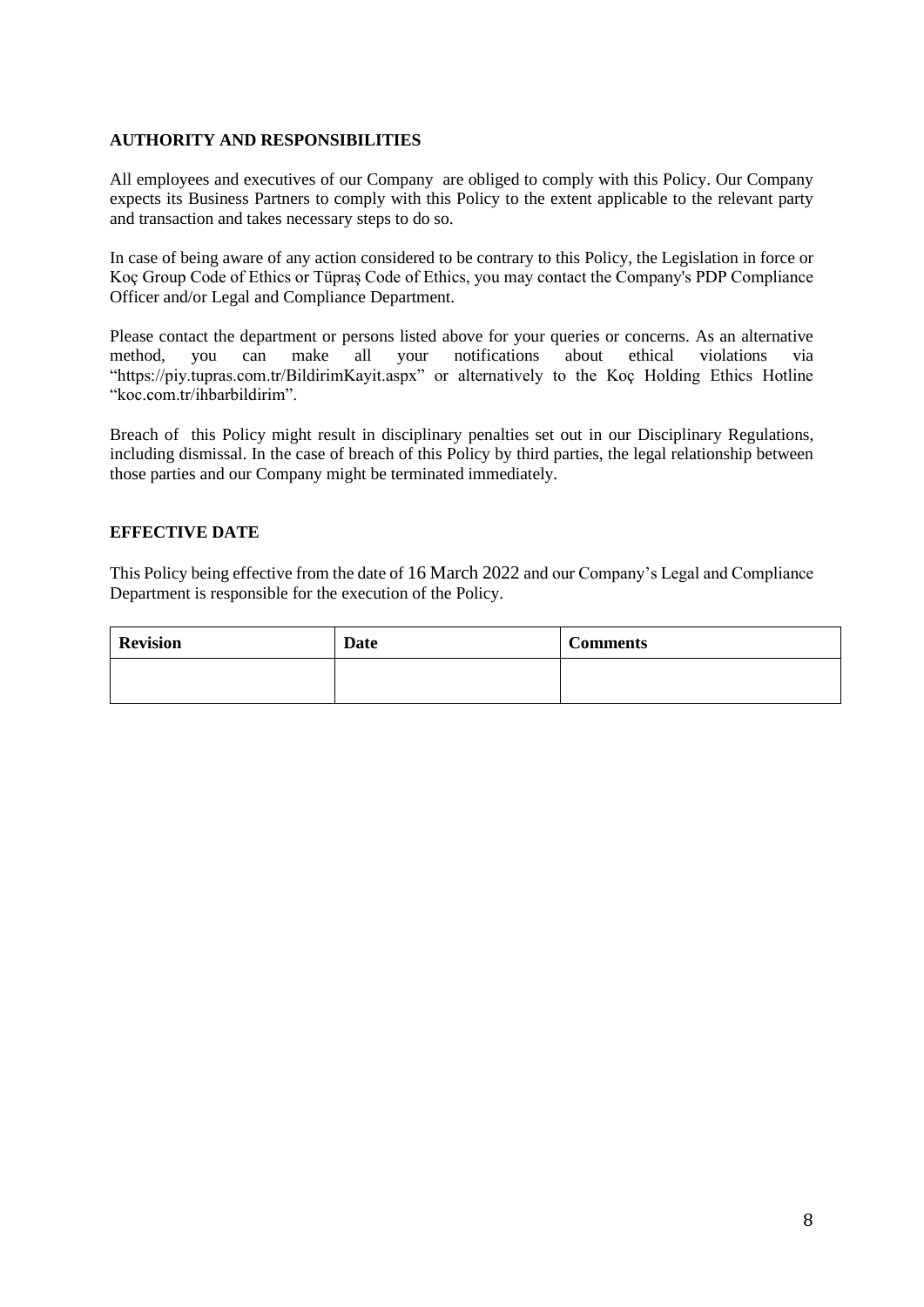## AUTHORITY AND RESPONSIBILITIES

All employees and executives of our Company are obliged to comply with this Policy. Our Company expects its Business Partners to comply with this Policy to the extent applicable to the relevant party and transaction and takes necessary steps to do so.

In case of being aware of any action considered to be contrary to this Policy, the Legislation in force or Koç Group Code of Ethics or Tüpraş Code of Ethics, you may contact the Company's PDP Compliance Officer and/or Legal and Compliance Department.

Please contact the department or persons listed above for your queries or concerns. As an alternative method, you can make all your notifications about ethical violations via "https://piy.tupras.com.tr/BildirimKayit.aspx" or alternatively to the Koç Holding Ethics Hotline "koc.com.tr/ihbarbildirim".

Breach of this Policy might result in disciplinary penalties set out in our Disciplinary Regulations, including dismissal. In the case of breach of this Policy by third parties, the legal relationship between those parties and our Company might be terminated immediately.

## EFFECTIVE DATE

This Policy being effective from the date of 16 March 2022 and our Company's Legal and Compliance Department is responsible for the execution of the Policy.

| Revision | Date | Comments |
|---|---|---|
| | | |